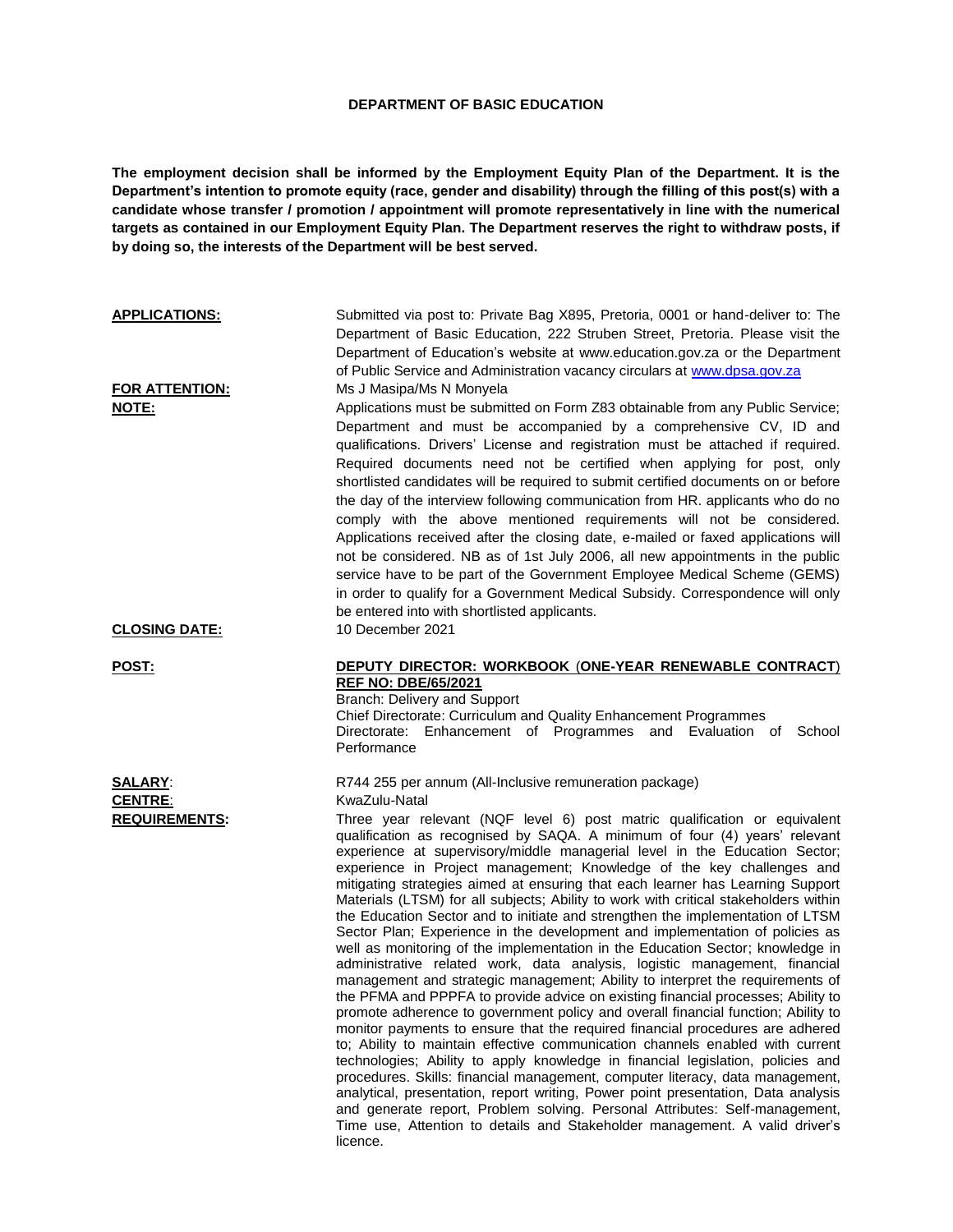# DEPARTMENT OF BASIC EDUCATION

**The employment decision shall be informed by the Employment Equity Plan of the Department. It is the Department's intention to promote equity (race, gender and disability) through the filling of this post(s) with a candidate whose transfer / promotion / appointment will promote representatively in line with the numerical targets as contained in our Employment Equity Plan. The Department reserves the right to withdraw posts, if by doing so, the interests of the Department will be best served.**

**APPLICATIONS:** Submitted via post to: Private Bag X895, Pretoria, 0001 or hand-deliver to: The Department of Basic Education, 222 Struben Street, Pretoria. Please visit the Department of Education's website at www.education.gov.za or the Department of Public Service and Administration vacancy circulars at www.dpsa.gov.za

**FOR ATTENTION:** Ms J Masipa/Ms N Monyela

**NOTE:** Applications must be submitted on Form Z83 obtainable from any Public Service; Department and must be accompanied by a comprehensive CV, ID and qualifications. Drivers' License and registration must be attached if required. Required documents need not be certified when applying for post, only shortlisted candidates will be required to submit certified documents on or before the day of the interview following communication from HR. applicants who do no comply with the above mentioned requirements will not be considered. Applications received after the closing date, e-mailed or faxed applications will not be considered. NB as of 1st July 2006, all new appointments in the public service have to be part of the Government Employee Medical Scheme (GEMS) in order to qualify for a Government Medical Subsidy. Correspondence will only be entered into with shortlisted applicants.

**CLOSING DATE:** 10 December 2021

**POST:** **DEPUTY DIRECTOR: WORKBOOK (ONE-YEAR RENEWABLE CONTRACT) REF NO: DBE/65/2021**
Branch: Delivery and Support
Chief Directorate: Curriculum and Quality Enhancement Programmes
Directorate: Enhancement of Programmes and Evaluation of School Performance

**SALARY:** R744 255 per annum (All-Inclusive remuneration package)

**CENTRE:** KwaZulu-Natal

**REQUIREMENTS:** Three year relevant (NQF level 6) post matric qualification or equivalent qualification as recognised by SAQA. A minimum of four (4) years' relevant experience at supervisory/middle managerial level in the Education Sector; experience in Project management; Knowledge of the key challenges and mitigating strategies aimed at ensuring that each learner has Learning Support Materials (LTSM) for all subjects; Ability to work with critical stakeholders within the Education Sector and to initiate and strengthen the implementation of LTSM Sector Plan; Experience in the development and implementation of policies as well as monitoring of the implementation in the Education Sector; knowledge in administrative related work, data analysis, logistic management, financial management and strategic management; Ability to interpret the requirements of the PFMA and PPPFA to provide advice on existing financial processes; Ability to promote adherence to government policy and overall financial function; Ability to monitor payments to ensure that the required financial procedures are adhered to; Ability to maintain effective communication channels enabled with current technologies; Ability to apply knowledge in financial legislation, policies and procedures. Skills: financial management, computer literacy, data management, analytical, presentation, report writing, Power point presentation, Data analysis and generate report, Problem solving. Personal Attributes: Self-management, Time use, Attention to details and Stakeholder management. A valid driver's licence.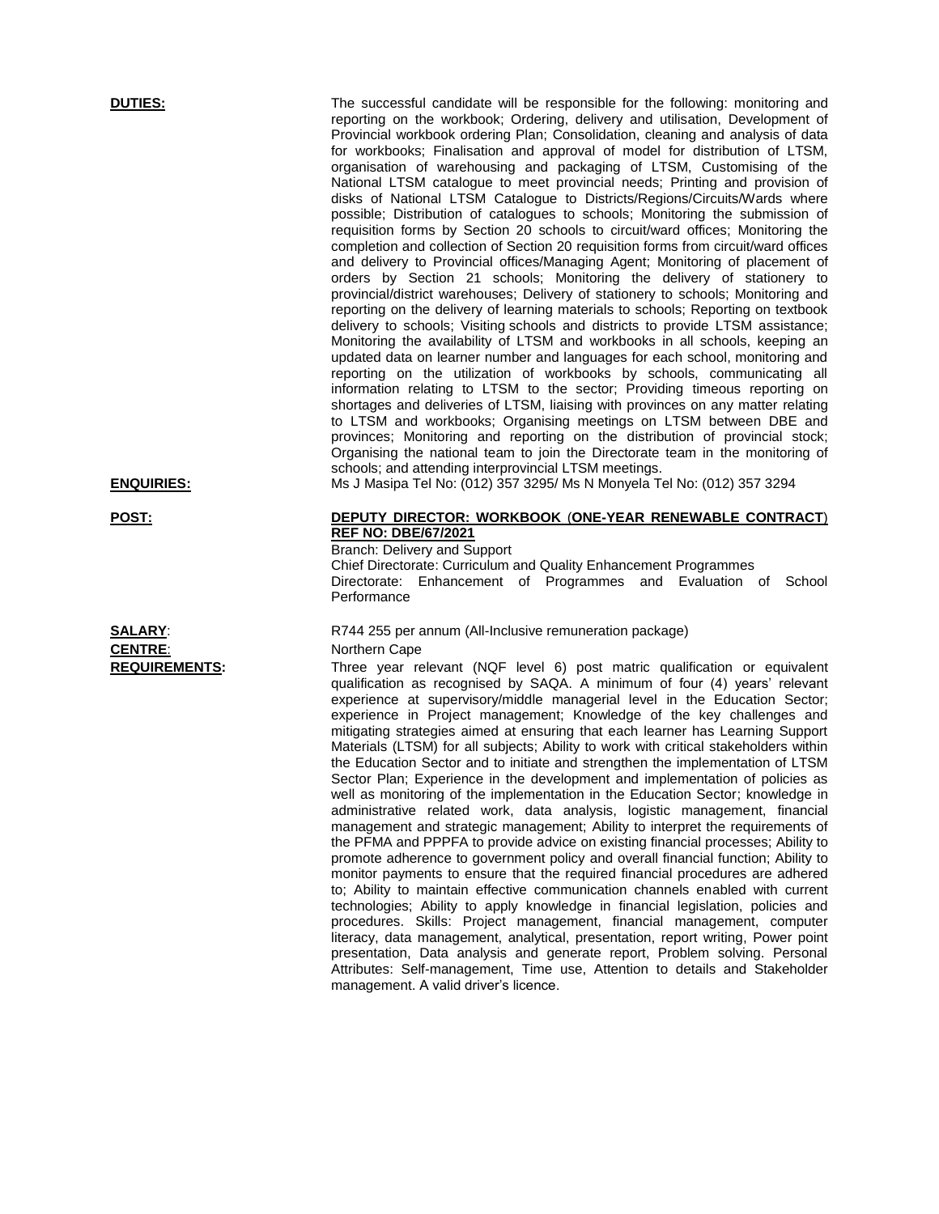**DUTIES:** The successful candidate will be responsible for the following: monitoring and reporting on the workbook; Ordering, delivery and utilisation, Development of Provincial workbook ordering Plan; Consolidation, cleaning and analysis of data for workbooks; Finalisation and approval of model for distribution of LTSM, organisation of warehousing and packaging of LTSM, Customising of the National LTSM catalogue to meet provincial needs; Printing and provision of disks of National LTSM Catalogue to Districts/Regions/Circuits/Wards where possible; Distribution of catalogues to schools; Monitoring the submission of requisition forms by Section 20 schools to circuit/ward offices; Monitoring the completion and collection of Section 20 requisition forms from circuit/ward offices and delivery to Provincial offices/Managing Agent; Monitoring of placement of orders by Section 21 schools; Monitoring the delivery of stationery to provincial/district warehouses; Delivery of stationery to schools; Monitoring and reporting on the delivery of learning materials to schools; Reporting on textbook delivery to schools; Visiting schools and districts to provide LTSM assistance; Monitoring the availability of LTSM and workbooks in all schools, keeping an updated data on learner number and languages for each school, monitoring and reporting on the utilization of workbooks by schools, communicating all information relating to LTSM to the sector; Providing timeous reporting on shortages and deliveries of LTSM, liaising with provinces on any matter relating to LTSM and workbooks; Organising meetings on LTSM between DBE and provinces; Monitoring and reporting on the distribution of provincial stock; Organising the national team to join the Directorate team in the monitoring of schools; and attending interprovincial LTSM meetings.

**ENQUIRIES:** Ms J Masipa Tel No: (012) 357 3295/ Ms N Monyela Tel No: (012) 357 3294

**POST:** **DEPUTY DIRECTOR: WORKBOOK (ONE-YEAR RENEWABLE CONTRACT) REF NO: DBE/67/2021**

Branch: Delivery and Support
Chief Directorate: Curriculum and Quality Enhancement Programmes
Directorate: Enhancement of Programmes and Evaluation of School Performance

**SALARY:** R744 255 per annum (All-Inclusive remuneration package)

**CENTRE:** Northern Cape

**REQUIREMENTS:** Three year relevant (NQF level 6) post matric qualification or equivalent qualification as recognised by SAQA. A minimum of four (4) years' relevant experience at supervisory/middle managerial level in the Education Sector; experience in Project management; Knowledge of the key challenges and mitigating strategies aimed at ensuring that each learner has Learning Support Materials (LTSM) for all subjects; Ability to work with critical stakeholders within the Education Sector and to initiate and strengthen the implementation of LTSM Sector Plan; Experience in the development and implementation of policies as well as monitoring of the implementation in the Education Sector; knowledge in administrative related work, data analysis, logistic management, financial management and strategic management; Ability to interpret the requirements of the PFMA and PPPFA to provide advice on existing financial processes; Ability to promote adherence to government policy and overall financial function; Ability to monitor payments to ensure that the required financial procedures are adhered to; Ability to maintain effective communication channels enabled with current technologies; Ability to apply knowledge in financial legislation, policies and procedures. Skills: Project management, financial management, computer literacy, data management, analytical, presentation, report writing, Power point presentation, Data analysis and generate report, Problem solving. Personal Attributes: Self-management, Time use, Attention to details and Stakeholder management. A valid driver's licence.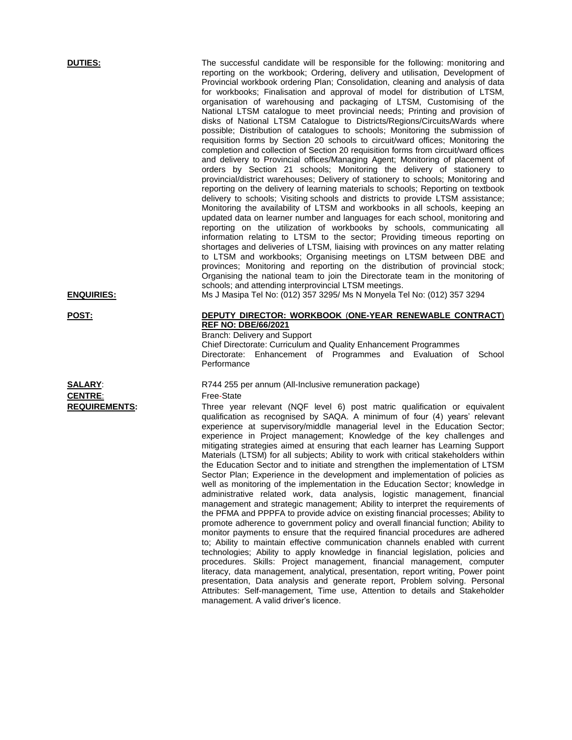**DUTIES:** The successful candidate will be responsible for the following: monitoring and reporting on the workbook; Ordering, delivery and utilisation, Development of Provincial workbook ordering Plan; Consolidation, cleaning and analysis of data for workbooks; Finalisation and approval of model for distribution of LTSM, organisation of warehousing and packaging of LTSM, Customising of the National LTSM catalogue to meet provincial needs; Printing and provision of disks of National LTSM Catalogue to Districts/Regions/Circuits/Wards where possible; Distribution of catalogues to schools; Monitoring the submission of requisition forms by Section 20 schools to circuit/ward offices; Monitoring the completion and collection of Section 20 requisition forms from circuit/ward offices and delivery to Provincial offices/Managing Agent; Monitoring of placement of orders by Section 21 schools; Monitoring the delivery of stationery to provincial/district warehouses; Delivery of stationery to schools; Monitoring and reporting on the delivery of learning materials to schools; Reporting on textbook delivery to schools; Visiting schools and districts to provide LTSM assistance; Monitoring the availability of LTSM and workbooks in all schools, keeping an updated data on learner number and languages for each school, monitoring and reporting on the utilization of workbooks by schools, communicating all information relating to LTSM to the sector; Providing timeous reporting on shortages and deliveries of LTSM, liaising with provinces on any matter relating to LTSM and workbooks; Organising meetings on LTSM between DBE and provinces; Monitoring and reporting on the distribution of provincial stock; Organising the national team to join the Directorate team in the monitoring of schools; and attending interprovincial LTSM meetings.

**ENQUIRIES:** Ms J Masipa Tel No: (012) 357 3295/ Ms N Monyela Tel No: (012) 357 3294

**POST:** **DEPUTY DIRECTOR: WORKBOOK (ONE-YEAR RENEWABLE CONTRACT) REF NO: DBE/66/2021**
Branch: Delivery and Support
Chief Directorate: Curriculum and Quality Enhancement Programmes
Directorate: Enhancement of Programmes and Evaluation of School Performance

**SALARY:** R744 255 per annum (All-Inclusive remuneration package)

**CENTRE:** Free-State

**REQUIREMENTS:** Three year relevant (NQF level 6) post matric qualification or equivalent qualification as recognised by SAQA. A minimum of four (4) years' relevant experience at supervisory/middle managerial level in the Education Sector; experience in Project management; Knowledge of the key challenges and mitigating strategies aimed at ensuring that each learner has Learning Support Materials (LTSM) for all subjects; Ability to work with critical stakeholders within the Education Sector and to initiate and strengthen the implementation of LTSM Sector Plan; Experience in the development and implementation of policies as well as monitoring of the implementation in the Education Sector; knowledge in administrative related work, data analysis, logistic management, financial management and strategic management; Ability to interpret the requirements of the PFMA and PPPFA to provide advice on existing financial processes; Ability to promote adherence to government policy and overall financial function; Ability to monitor payments to ensure that the required financial procedures are adhered to; Ability to maintain effective communication channels enabled with current technologies; Ability to apply knowledge in financial legislation, policies and procedures. Skills: Project management, financial management, computer literacy, data management, analytical, presentation, report writing, Power point presentation, Data analysis and generate report, Problem solving. Personal Attributes: Self-management, Time use, Attention to details and Stakeholder management. A valid driver's licence.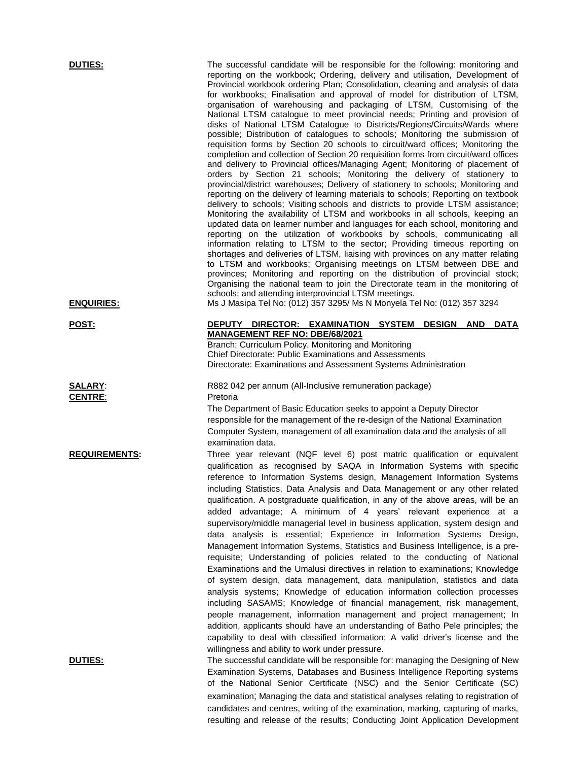**DUTIES:** The successful candidate will be responsible for the following: monitoring and reporting on the workbook; Ordering, delivery and utilisation, Development of Provincial workbook ordering Plan; Consolidation, cleaning and analysis of data for workbooks; Finalisation and approval of model for distribution of LTSM, organisation of warehousing and packaging of LTSM, Customising of the National LTSM catalogue to meet provincial needs; Printing and provision of disks of National LTSM Catalogue to Districts/Regions/Circuits/Wards where possible; Distribution of catalogues to schools; Monitoring the submission of requisition forms by Section 20 schools to circuit/ward offices; Monitoring the completion and collection of Section 20 requisition forms from circuit/ward offices and delivery to Provincial offices/Managing Agent; Monitoring of placement of orders by Section 21 schools; Monitoring the delivery of stationery to provincial/district warehouses; Delivery of stationery to schools; Monitoring and reporting on the delivery of learning materials to schools; Reporting on textbook delivery to schools; Visiting schools and districts to provide LTSM assistance; Monitoring the availability of LTSM and workbooks in all schools, keeping an updated data on learner number and languages for each school, monitoring and reporting on the utilization of workbooks by schools, communicating all information relating to LTSM to the sector; Providing timeous reporting on shortages and deliveries of LTSM, liaising with provinces on any matter relating to LTSM and workbooks; Organising meetings on LTSM between DBE and provinces; Monitoring and reporting on the distribution of provincial stock; Organising the national team to join the Directorate team in the monitoring of schools; and attending interprovincial LTSM meetings.

**ENQUIRIES:** Ms J Masipa Tel No: (012) 357 3295/ Ms N Monyela Tel No: (012) 357 3294

**POST:** **DEPUTY DIRECTOR: EXAMINATION SYSTEM DESIGN AND DATA MANAGEMENT REF NO: DBE/68/2021**
Branch: Curriculum Policy, Monitoring and Monitoring
Chief Directorate: Public Examinations and Assessments
Directorate: Examinations and Assessment Systems Administration

**SALARY:** R882 042 per annum (All-Inclusive remuneration package)

**CENTRE:** Pretoria

The Department of Basic Education seeks to appoint a Deputy Director responsible for the management of the re-design of the National Examination Computer System, management of all examination data and the analysis of all examination data.

**REQUIREMENTS:** Three year relevant (NQF level 6) post matric qualification or equivalent qualification as recognised by SAQA in Information Systems with specific reference to Information Systems design, Management Information Systems including Statistics, Data Analysis and Data Management or any other related qualification. A postgraduate qualification, in any of the above areas, will be an added advantage; A minimum of 4 years' relevant experience at a supervisory/middle managerial level in business application, system design and data analysis is essential; Experience in Information Systems Design, Management Information Systems, Statistics and Business Intelligence, is a pre-requisite; Understanding of policies related to the conducting of National Examinations and the Umalusi directives in relation to examinations; Knowledge of system design, data management, data manipulation, statistics and data analysis systems; Knowledge of education information collection processes including SASAMS; Knowledge of financial management, risk management, people management, information management and project management; In addition, applicants should have an understanding of Batho Pele principles; the capability to deal with classified information; A valid driver's license and the willingness and ability to work under pressure.

**DUTIES:** The successful candidate will be responsible for: managing the Designing of New Examination Systems, Databases and Business Intelligence Reporting systems of the National Senior Certificate (NSC) and the Senior Certificate (SC) examination; Managing the data and statistical analyses relating to registration of candidates and centres, writing of the examination, marking, capturing of marks, resulting and release of the results; Conducting Joint Application Development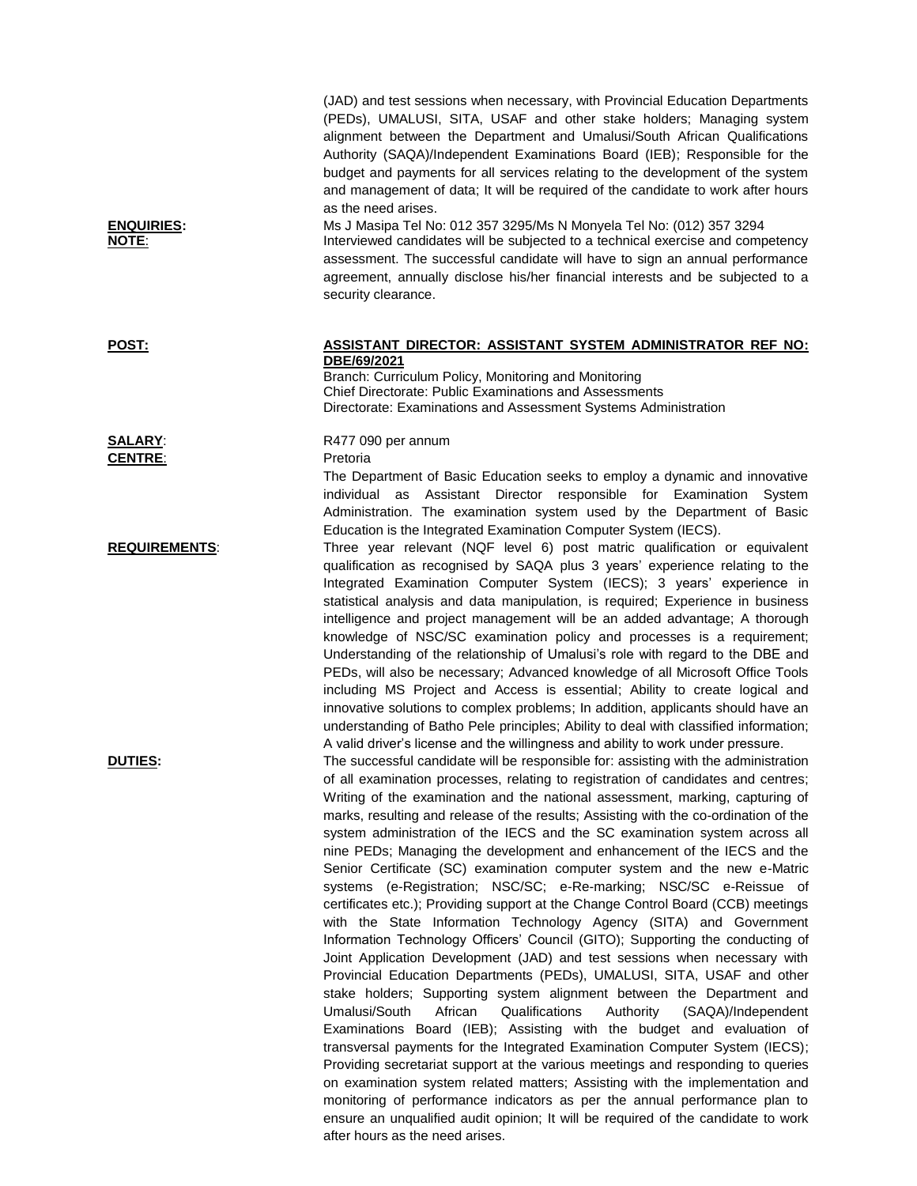(JAD) and test sessions when necessary, with Provincial Education Departments (PEDs), UMALUSI, SITA, USAF and other stake holders; Managing system alignment between the Department and Umalusi/South African Qualifications Authority (SAQA)/Independent Examinations Board (IEB); Responsible for the budget and payments for all services relating to the development of the system and management of data; It will be required of the candidate to work after hours as the need arises.

**ENQUIRIES:** Ms J Masipa Tel No: 012 357 3295/Ms N Monyela Tel No: (012) 357 3294

**NOTE:** Interviewed candidates will be subjected to a technical exercise and competency assessment. The successful candidate will have to sign an annual performance agreement, annually disclose his/her financial interests and be subjected to a security clearance.

**POST:** **ASSISTANT DIRECTOR: ASSISTANT SYSTEM ADMINISTRATOR REF NO: DBE/69/2021**

Branch: Curriculum Policy, Monitoring and Monitoring
Chief Directorate: Public Examinations and Assessments
Directorate: Examinations and Assessment Systems Administration

**SALARY:** R477 090 per annum

**CENTRE:** Pretoria

The Department of Basic Education seeks to employ a dynamic and innovative individual as Assistant Director responsible for Examination System Administration. The examination system used by the Department of Basic Education is the Integrated Examination Computer System (IECS).

**REQUIREMENTS:** Three year relevant (NQF level 6) post matric qualification or equivalent qualification as recognised by SAQA plus 3 years' experience relating to the Integrated Examination Computer System (IECS); 3 years' experience in statistical analysis and data manipulation, is required; Experience in business intelligence and project management will be an added advantage; A thorough knowledge of NSC/SC examination policy and processes is a requirement; Understanding of the relationship of Umalusi's role with regard to the DBE and PEDs, will also be necessary; Advanced knowledge of all Microsoft Office Tools including MS Project and Access is essential; Ability to create logical and innovative solutions to complex problems; In addition, applicants should have an understanding of Batho Pele principles; Ability to deal with classified information; A valid driver's license and the willingness and ability to work under pressure.

**DUTIES:** The successful candidate will be responsible for: assisting with the administration of all examination processes, relating to registration of candidates and centres; Writing of the examination and the national assessment, marking, capturing of marks, resulting and release of the results; Assisting with the co-ordination of the system administration of the IECS and the SC examination system across all nine PEDs; Managing the development and enhancement of the IECS and the Senior Certificate (SC) examination computer system and the new e-Matric systems (e-Registration; NSC/SC; e-Re-marking; NSC/SC e-Reissue of certificates etc.); Providing support at the Change Control Board (CCB) meetings with the State Information Technology Agency (SITA) and Government Information Technology Officers' Council (GITO); Supporting the conducting of Joint Application Development (JAD) and test sessions when necessary with Provincial Education Departments (PEDs), UMALUSI, SITA, USAF and other stake holders; Supporting system alignment between the Department and Umalusi/South African Qualifications Authority (SAQA)/Independent Examinations Board (IEB); Assisting with the budget and evaluation of transversal payments for the Integrated Examination Computer System (IECS); Providing secretariat support at the various meetings and responding to queries on examination system related matters; Assisting with the implementation and monitoring of performance indicators as per the annual performance plan to ensure an unqualified audit opinion; It will be required of the candidate to work after hours as the need arises.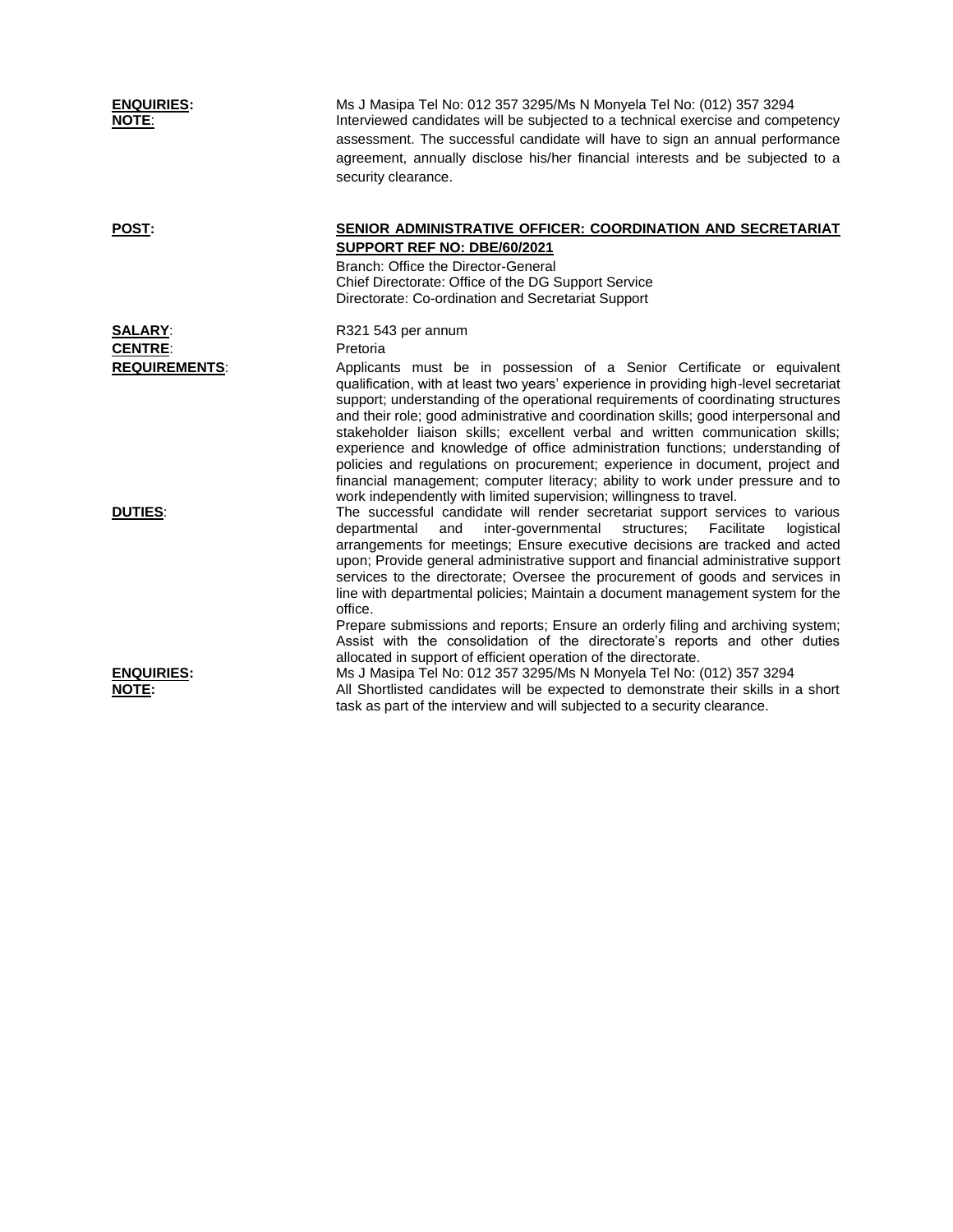**ENQUIRIES:** Ms J Masipa Tel No: 012 357 3295/Ms N Monyela Tel No: (012) 357 3294

**NOTE:** Interviewed candidates will be subjected to a technical exercise and competency assessment. The successful candidate will have to sign an annual performance agreement, annually disclose his/her financial interests and be subjected to a security clearance.

**POST:** **SENIOR ADMINISTRATIVE OFFICER: COORDINATION AND SECRETARIAT SUPPORT REF NO: DBE/60/2021**

Branch: Office the Director-General
Chief Directorate: Office of the DG Support Service
Directorate: Co-ordination and Secretariat Support

**SALARY:** R321 543 per annum

**CENTRE:** Pretoria

**REQUIREMENTS:** Applicants must be in possession of a Senior Certificate or equivalent qualification, with at least two years' experience in providing high-level secretariat support; understanding of the operational requirements of coordinating structures and their role; good administrative and coordination skills; good interpersonal and stakeholder liaison skills; excellent verbal and written communication skills; experience and knowledge of office administration functions; understanding of policies and regulations on procurement; experience in document, project and financial management; computer literacy; ability to work under pressure and to work independently with limited supervision; willingness to travel.

**DUTIES:** The successful candidate will render secretariat support services to various departmental and inter-governmental structures; Facilitate logistical arrangements for meetings; Ensure executive decisions are tracked and acted upon; Provide general administrative support and financial administrative support services to the directorate; Oversee the procurement of goods and services in line with departmental policies; Maintain a document management system for the office.

Prepare submissions and reports; Ensure an orderly filing and archiving system; Assist with the consolidation of the directorate's reports and other duties allocated in support of efficient operation of the directorate.

**ENQUIRIES:** Ms J Masipa Tel No: 012 357 3295/Ms N Monyela Tel No: (012) 357 3294

**NOTE:** All Shortlisted candidates will be expected to demonstrate their skills in a short task as part of the interview and will subjected to a security clearance.